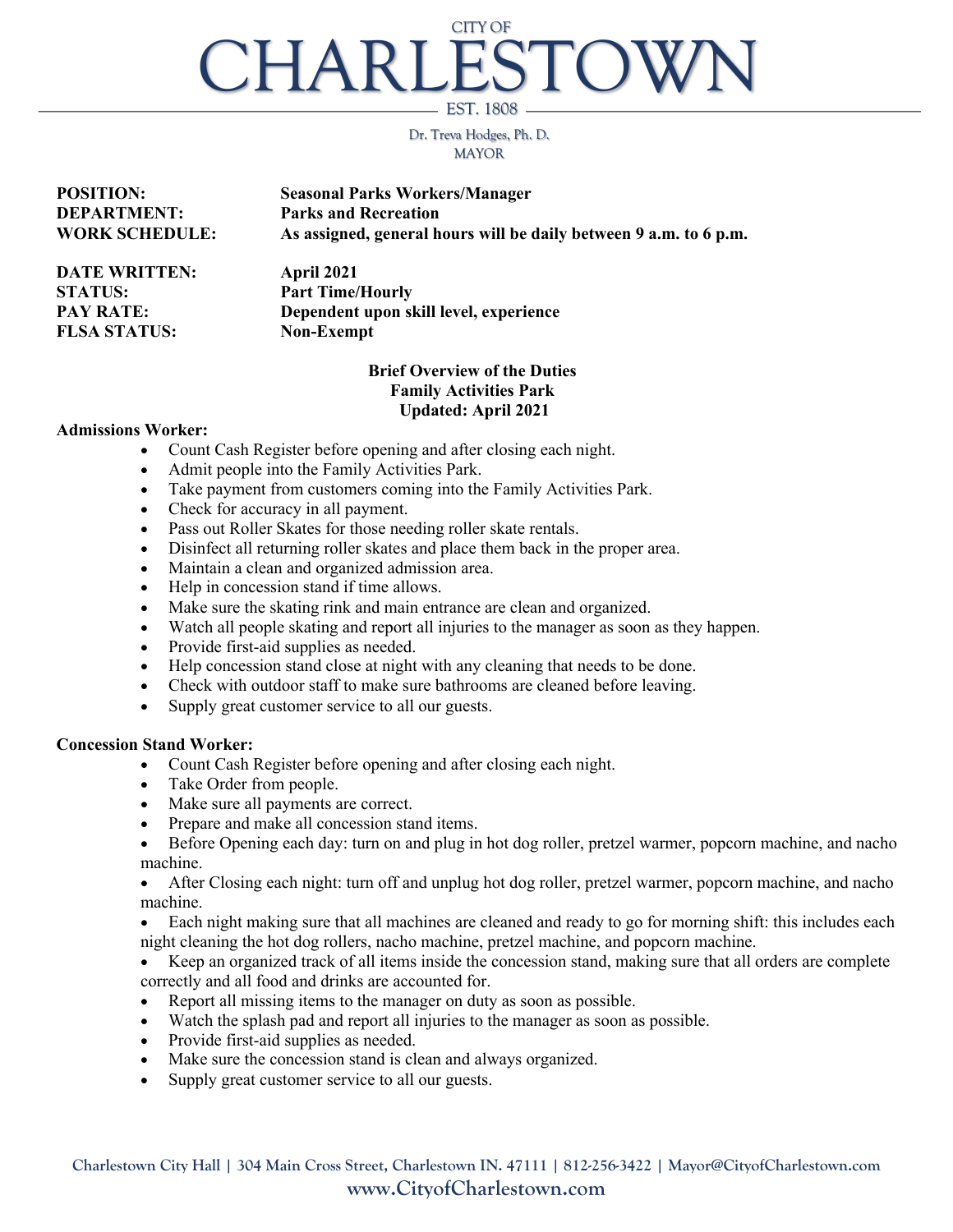# CITY OF CHARLESTOWN

EST. 1808

Dr. Treva Hodges, Ph. D.
MAYOR

| | |
|---|---|
| **POSITION:** | **Seasonal Parks Workers/Manager** |
| **DEPARTMENT:** | **Parks and Recreation** |
| **WORK SCHEDULE:** | **As assigned, general hours will be daily between 9 a.m. to 6 p.m.** |
| **DATE WRITTEN:** | **April 2021** |
| **STATUS:** | **Part Time/Hourly** |
| **PAY RATE:** | **Dependent upon skill level, experience** |
| **FLSA STATUS:** | **Non-Exempt** |

**Brief Overview of the Duties**
**Family Activities Park**
**Updated: April 2021**

**Admissions Worker:**

- Count Cash Register before opening and after closing each night.
- Admit people into the Family Activities Park.
- Take payment from customers coming into the Family Activities Park.
- Check for accuracy in all payment.
- Pass out Roller Skates for those needing roller skate rentals.
- Disinfect all returning roller skates and place them back in the proper area.
- Maintain a clean and organized admission area.
- Help in concession stand if time allows.
- Make sure the skating rink and main entrance are clean and organized.
- Watch all people skating and report all injuries to the manager as soon as they happen.
- Provide first-aid supplies as needed.
- Help concession stand close at night with any cleaning that needs to be done.
- Check with outdoor staff to make sure bathrooms are cleaned before leaving.
- Supply great customer service to all our guests.

**Concession Stand Worker:**

- Count Cash Register before opening and after closing each night.
- Take Order from people.
- Make sure all payments are correct.
- Prepare and make all concession stand items.
- Before Opening each day: turn on and plug in hot dog roller, pretzel warmer, popcorn machine, and nacho machine.
- After Closing each night: turn off and unplug hot dog roller, pretzel warmer, popcorn machine, and nacho machine.
- Each night making sure that all machines are cleaned and ready to go for morning shift: this includes each night cleaning the hot dog rollers, nacho machine, pretzel machine, and popcorn machine.
- Keep an organized track of all items inside the concession stand, making sure that all orders are complete correctly and all food and drinks are accounted for.
- Report all missing items to the manager on duty as soon as possible.
- Watch the splash pad and report all injuries to the manager as soon as possible.
- Provide first-aid supplies as needed.
- Make sure the concession stand is clean and always organized.
- Supply great customer service to all our guests.

Charlestown City Hall | 304 Main Cross Street, Charlestown IN. 47111 | 812-256-3422 | Mayor@CityofCharlestown.com
www.CityofCharlestown.com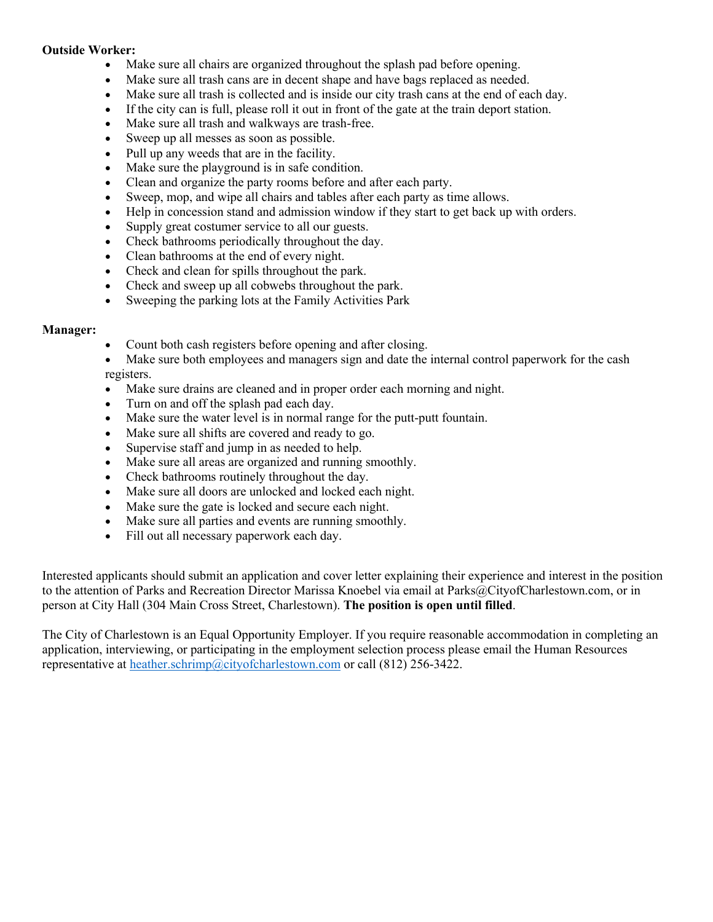**Outside Worker:**

- Make sure all chairs are organized throughout the splash pad before opening.
- Make sure all trash cans are in decent shape and have bags replaced as needed.
- Make sure all trash is collected and is inside our city trash cans at the end of each day.
- If the city can is full, please roll it out in front of the gate at the train deport station.
- Make sure all trash and walkways are trash-free.
- Sweep up all messes as soon as possible.
- Pull up any weeds that are in the facility.
- Make sure the playground is in safe condition.
- Clean and organize the party rooms before and after each party.
- Sweep, mop, and wipe all chairs and tables after each party as time allows.
- Help in concession stand and admission window if they start to get back up with orders.
- Supply great costumer service to all our guests.
- Check bathrooms periodically throughout the day.
- Clean bathrooms at the end of every night.
- Check and clean for spills throughout the park.
- Check and sweep up all cobwebs throughout the park.
- Sweeping the parking lots at the Family Activities Park

**Manager:**

- Count both cash registers before opening and after closing.
- Make sure both employees and managers sign and date the internal control paperwork for the cash registers.
- Make sure drains are cleaned and in proper order each morning and night.
- Turn on and off the splash pad each day.
- Make sure the water level is in normal range for the putt-putt fountain.
- Make sure all shifts are covered and ready to go.
- Supervise staff and jump in as needed to help.
- Make sure all areas are organized and running smoothly.
- Check bathrooms routinely throughout the day.
- Make sure all doors are unlocked and locked each night.
- Make sure the gate is locked and secure each night.
- Make sure all parties and events are running smoothly.
- Fill out all necessary paperwork each day.

Interested applicants should submit an application and cover letter explaining their experience and interest in the position to the attention of Parks and Recreation Director Marissa Knoebel via email at Parks@CityofCharlestown.com, or in person at City Hall (304 Main Cross Street, Charlestown). **The position is open until filled**.

The City of Charlestown is an Equal Opportunity Employer. If you require reasonable accommodation in completing an application, interviewing, or participating in the employment selection process please email the Human Resources representative at heather.schrimp@cityofcharlestown.com or call (812) 256-3422.